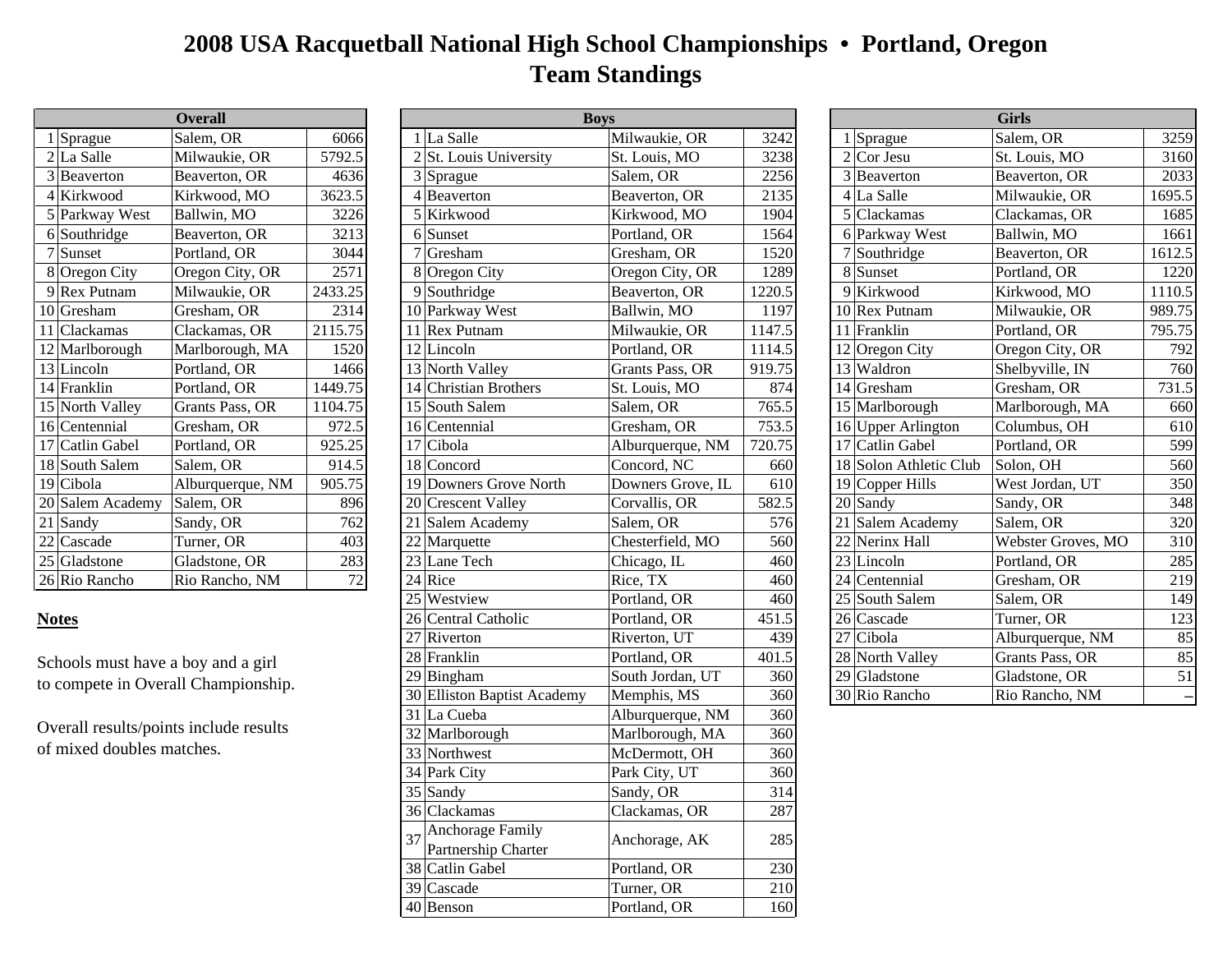# 2008 USA Racquetball National High School Championships • Portland, Oregon

## Team Standings

### Overall

| | Overall | | |
|---|---|---|---|
| 1 | Sprague | Salem, OR | 6066 |
| 2 | La Salle | Milwaukie, OR | 5792.5 |
| 3 | Beaverton | Beaverton, OR | 4636 |
| 4 | Kirkwood | Kirkwood, MO | 3623.5 |
| 5 | Parkway West | Ballwin, MO | 3226 |
| 6 | Southridge | Beaverton, OR | 3213 |
| 7 | Sunset | Portland, OR | 3044 |
| 8 | Oregon City | Oregon City, OR | 2571 |
| 9 | Rex Putnam | Milwaukie, OR | 2433.25 |
| 10 | Gresham | Gresham, OR | 2314 |
| 11 | Clackamas | Clackamas, OR | 2115.75 |
| 12 | Marlborough | Marlborough, MA | 1520 |
| 13 | Lincoln | Portland, OR | 1466 |
| 14 | Franklin | Portland, OR | 1449.75 |
| 15 | North Valley | Grants Pass, OR | 1104.75 |
| 16 | Centennial | Gresham, OR | 972.5 |
| 17 | Catlin Gabel | Portland, OR | 925.25 |
| 18 | South Salem | Salem, OR | 914.5 |
| 19 | Cibola | Alburquerque, NM | 905.75 |
| 20 | Salem Academy | Salem, OR | 896 |
| 21 | Sandy | Sandy, OR | 762 |
| 22 | Cascade | Turner, OR | 403 |
| 25 | Gladstone | Gladstone, OR | 283 |
| 26 | Rio Rancho | Rio Rancho, NM | 72 |

**Notes**

Schools must have a boy and a girl to compete in Overall Championship.

Overall results/points include results of mixed doubles matches.

### Boys

| | Boys | | |
|---|---|---|---|
| 1 | La Salle | Milwaukie, OR | 3242 |
| 2 | St. Louis University | St. Louis, MO | 3238 |
| 3 | Sprague | Salem, OR | 2256 |
| 4 | Beaverton | Beaverton, OR | 2135 |
| 5 | Kirkwood | Kirkwood, MO | 1904 |
| 6 | Sunset | Portland, OR | 1564 |
| 7 | Gresham | Gresham, OR | 1520 |
| 8 | Oregon City | Oregon City, OR | 1289 |
| 9 | Southridge | Beaverton, OR | 1220.5 |
| 10 | Parkway West | Ballwin, MO | 1197 |
| 11 | Rex Putnam | Milwaukie, OR | 1147.5 |
| 12 | Lincoln | Portland, OR | 1114.5 |
| 13 | North Valley | Grants Pass, OR | 919.75 |
| 14 | Christian Brothers | St. Louis, MO | 874 |
| 15 | South Salem | Salem, OR | 765.5 |
| 16 | Centennial | Gresham, OR | 753.5 |
| 17 | Cibola | Alburquerque, NM | 720.75 |
| 18 | Concord | Concord, NC | 660 |
| 19 | Downers Grove North | Downers Grove, IL | 610 |
| 20 | Crescent Valley | Corvallis, OR | 582.5 |
| 21 | Salem Academy | Salem, OR | 576 |
| 22 | Marquette | Chesterfield, MO | 560 |
| 23 | Lane Tech | Chicago, IL | 460 |
| 24 | Rice | Rice, TX | 460 |
| 25 | Westview | Portland, OR | 460 |
| 26 | Central Catholic | Portland, OR | 451.5 |
| 27 | Riverton | Riverton, UT | 439 |
| 28 | Franklin | Portland, OR | 401.5 |
| 29 | Bingham | South Jordan, UT | 360 |
| 30 | Elliston Baptist Academy | Memphis, MS | 360 |
| 31 | La Cueba | Alburquerque, NM | 360 |
| 32 | Marlborough | Marlborough, MA | 360 |
| 33 | Northwest | McDermott, OH | 360 |
| 34 | Park City | Park City, UT | 360 |
| 35 | Sandy | Sandy, OR | 314 |
| 36 | Clackamas | Clackamas, OR | 287 |
| 37 | Anchorage Family Partnership Charter | Anchorage, AK | 285 |
| 38 | Catlin Gabel | Portland, OR | 230 |
| 39 | Cascade | Turner, OR | 210 |
| 40 | Benson | Portland, OR | 160 |

### Girls

| | Girls | | |
|---|---|---|---|
| 1 | Sprague | Salem, OR | 3259 |
| 2 | Cor Jesu | St. Louis, MO | 3160 |
| 3 | Beaverton | Beaverton, OR | 2033 |
| 4 | La Salle | Milwaukie, OR | 1695.5 |
| 5 | Clackamas | Clackamas, OR | 1685 |
| 6 | Parkway West | Ballwin, MO | 1661 |
| 7 | Southridge | Beaverton, OR | 1612.5 |
| 8 | Sunset | Portland, OR | 1220 |
| 9 | Kirkwood | Kirkwood, MO | 1110.5 |
| 10 | Rex Putnam | Milwaukie, OR | 989.75 |
| 11 | Franklin | Portland, OR | 795.75 |
| 12 | Oregon City | Oregon City, OR | 792 |
| 13 | Waldron | Shelbyville, IN | 760 |
| 14 | Gresham | Gresham, OR | 731.5 |
| 15 | Marlborough | Marlborough, MA | 660 |
| 16 | Upper Arlington | Columbus, OH | 610 |
| 17 | Catlin Gabel | Portland, OR | 599 |
| 18 | Solon Athletic Club | Solon, OH | 560 |
| 19 | Copper Hills | West Jordan, UT | 350 |
| 20 | Sandy | Sandy, OR | 348 |
| 21 | Salem Academy | Salem, OR | 320 |
| 22 | Nerinx Hall | Webster Groves, MO | 310 |
| 23 | Lincoln | Portland, OR | 285 |
| 24 | Centennial | Gresham, OR | 219 |
| 25 | South Salem | Salem, OR | 149 |
| 26 | Cascade | Turner, OR | 123 |
| 27 | Cibola | Alburquerque, NM | 85 |
| 28 | North Valley | Grants Pass, OR | 85 |
| 29 | Gladstone | Gladstone, OR | 51 |
| 30 | Rio Rancho | Rio Rancho, NM | – |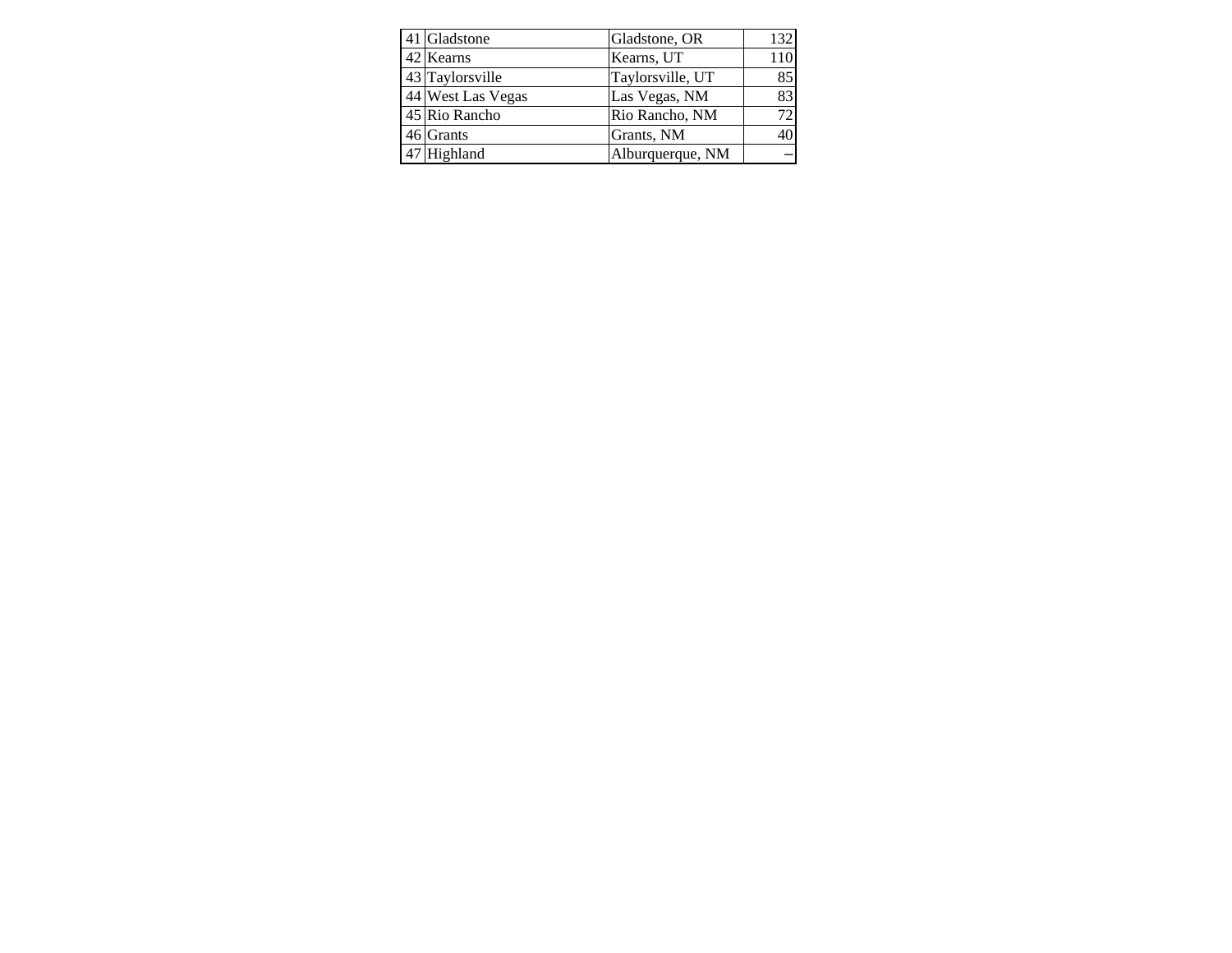| | | | |
|---|---|---|---|
| 41 | Gladstone | Gladstone, OR | 132 |
| 42 | Kearns | Kearns, UT | 110 |
| 43 | Taylorsville | Taylorsville, UT | 85 |
| 44 | West Las Vegas | Las Vegas, NM | 83 |
| 45 | Rio Rancho | Rio Rancho, NM | 72 |
| 46 | Grants | Grants, NM | 40 |
| 47 | Highland | Alburquerque, NM | – |